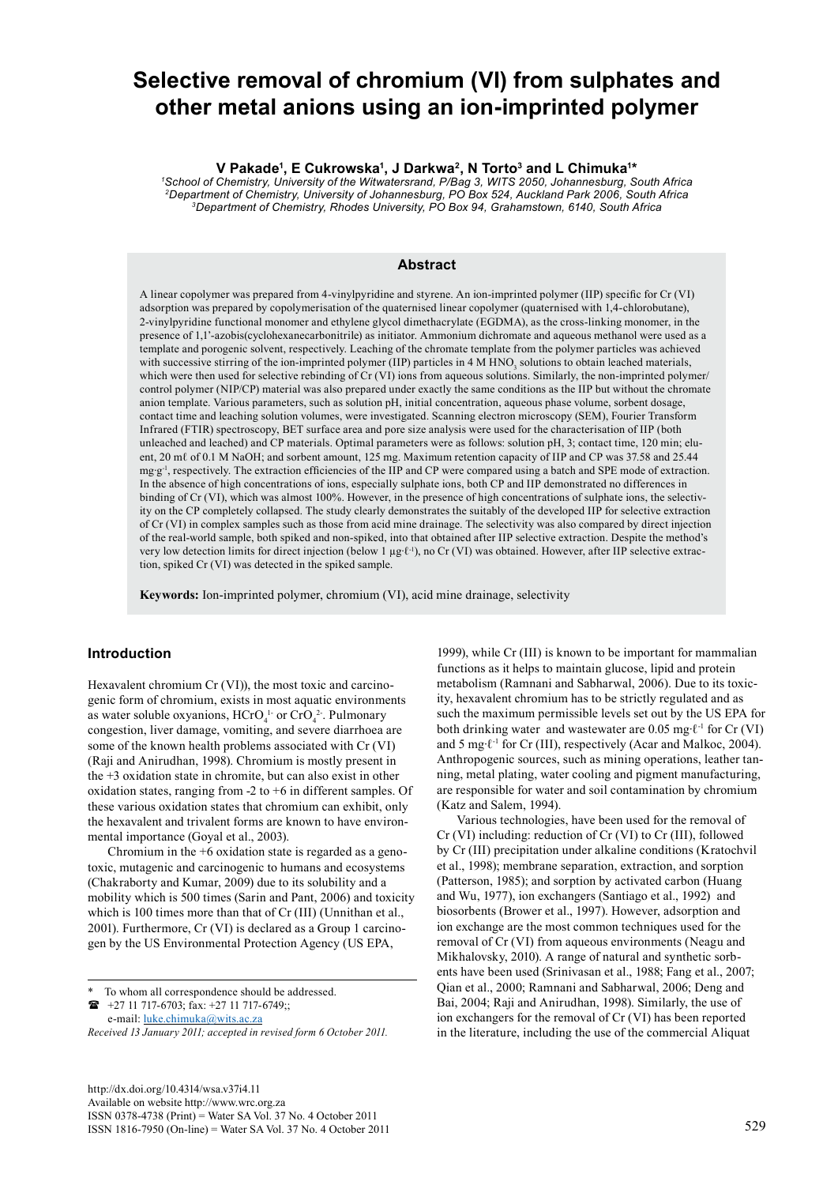# Selective removal of chromium (VI) from sulphates and other metal anions using an ion-imprinted polymer

**V Pakade[1], E Cukrowska[1], J Darkwa[2], N Torto[3] and L Chimuka[1]***

[1]*School of Chemistry, University of the Witwatersrand, P/Bag 3, WITS 2050, Johannesburg, South Africa*
[2]*Department of Chemistry, University of Johannesburg, PO Box 524, Auckland Park 2006, South Africa*
[3]*Department of Chemistry, Rhodes University, PO Box 94, Grahamstown, 6140, South Africa*

## Abstract

A linear copolymer was prepared from 4-vinylpyridine and styrene. An ion-imprinted polymer (IIP) specific for Cr (VI) adsorption was prepared by copolymerisation of the quaternised linear copolymer (quaternised with 1,4-chlorobutane), 2-vinylpyridine functional monomer and ethylene glycol dimethacrylate (EGDMA), as the cross-linking monomer, in the presence of 1,1'-azobis(cyclohexanecarbonitrile) as initiator. Ammonium dichromate and aqueous methanol were used as a template and porogenic solvent, respectively. Leaching of the chromate template from the polymer particles was achieved with successive stirring of the ion-imprinted polymer (IIP) particles in 4 M $HNO_3$ solutions to obtain leached materials, which were then used for selective rebinding of Cr (VI) ions from aqueous solutions. Similarly, the non-imprinted polymer/control polymer (NIP/CP) material was also prepared under exactly the same conditions as the IIP but without the chromate anion template. Various parameters, such as solution pH, initial concentration, aqueous phase volume, sorbent dosage, contact time and leaching solution volumes, were investigated. Scanning electron microscopy (SEM), Fourier Transform Infrared (FTIR) spectroscopy, BET surface area and pore size analysis were used for the characterisation of IIP (both unleached and leached) and CP materials. Optimal parameters were as follows: solution pH, 3; contact time, 120 min; eluent, 20 mℓ of 0.1 M NaOH; and sorbent amount, 125 mg. Maximum retention capacity of IIP and CP was 37.58 and 25.44 $mg·g^{-1}$, respectively. The extraction efficiencies of the IIP and CP were compared using a batch and SPE mode of extraction. In the absence of high concentrations of ions, especially sulphate ions, both CP and IIP demonstrated no differences in binding of Cr (VI), which was almost 100%. However, in the presence of high concentrations of sulphate ions, the selectivity on the CP completely collapsed. The study clearly demonstrates the suitably of the developed IIP for selective extraction of Cr (VI) in complex samples such as those from acid mine drainage. The selectivity was also compared by direct injection of the real-world sample, both spiked and non-spiked, into that obtained after IIP selective extraction. Despite the method's very low detection limits for direct injection (below 1 $\mu g·ℓ^{-1}$), no Cr (VI) was obtained. However, after IIP selective extraction, spiked Cr (VI) was detected in the spiked sample.

**Keywords:** Ion-imprinted polymer, chromium (VI), acid mine drainage, selectivity

## Introduction

Hexavalent chromium Cr (VI)), the most toxic and carcinogenic form of chromium, exists in most aquatic environments as water soluble oxyanions, $HCrO_4^{1-}$ or $CrO_4^{2-}$. Pulmonary congestion, liver damage, vomiting, and severe diarrhoea are some of the known health problems associated with Cr (VI) (Raji and Anirudhan, 1998). Chromium is mostly present in the +3 oxidation state in chromite, but can also exist in other oxidation states, ranging from -2 to +6 in different samples. Of these various oxidation states that chromium can exhibit, only the hexavalent and trivalent forms are known to have environmental importance (Goyal et al., 2003).

Chromium in the +6 oxidation state is regarded as a genotoxic, mutagenic and carcinogenic to humans and ecosystems (Chakraborty and Kumar, 2009) due to its solubility and a mobility which is 500 times (Sarin and Pant, 2006) and toxicity which is 100 times more than that of Cr (III) (Unnithan et al., 2001). Furthermore, Cr (VI) is declared as a Group 1 carcinogen by the US Environmental Protection Agency (US EPA, 1999), while Cr (III) is known to be important for mammalian functions as it helps to maintain glucose, lipid and protein metabolism (Ramnani and Sabharwal, 2006). Due to its toxicity, hexavalent chromium has to be strictly regulated and as such the maximum permissible levels set out by the US EPA for both drinking water and wastewater are 0.05 $mg·ℓ^{-1}$ for Cr (VI) and 5 $mg·ℓ^{-1}$ for Cr (III), respectively (Acar and Malkoc, 2004). Anthropogenic sources, such as mining operations, leather tanning, metal plating, water cooling and pigment manufacturing, are responsible for water and soil contamination by chromium (Katz and Salem, 1994).

Various technologies, have been used for the removal of Cr (VI) including: reduction of Cr (VI) to Cr (III), followed by Cr (III) precipitation under alkaline conditions (Kratochvil et al., 1998); membrane separation, extraction, and sorption (Patterson, 1985); and sorption by activated carbon (Huang and Wu, 1977), ion exchangers (Santiago et al., 1992) and biosorbents (Brower et al., 1997). However, adsorption and ion exchange are the most common techniques used for the removal of Cr (VI) from aqueous environments (Neagu and Mikhalovsky, 2010). A range of natural and synthetic sorbents have been used (Srinivasan et al., 1988; Fang et al., 2007; Qian et al., 2000; Ramnani and Sabharwal, 2006; Deng and Bai, 2004; Raji and Anirudhan, 1998). Similarly, the use of ion exchangers for the removal of Cr (VI) has been reported in the literature, including the use of the commercial Aliquat

\* To whom all correspondence should be addressed.
☎ +27 11 717-6703; fax: +27 11 717-6749;;
e-mail: luke.chimuka@wits.ac.za

*Received 13 January 2011; accepted in revised form 6 October 2011.*

http://dx.doi.org/10.4314/wsa.v37i4.11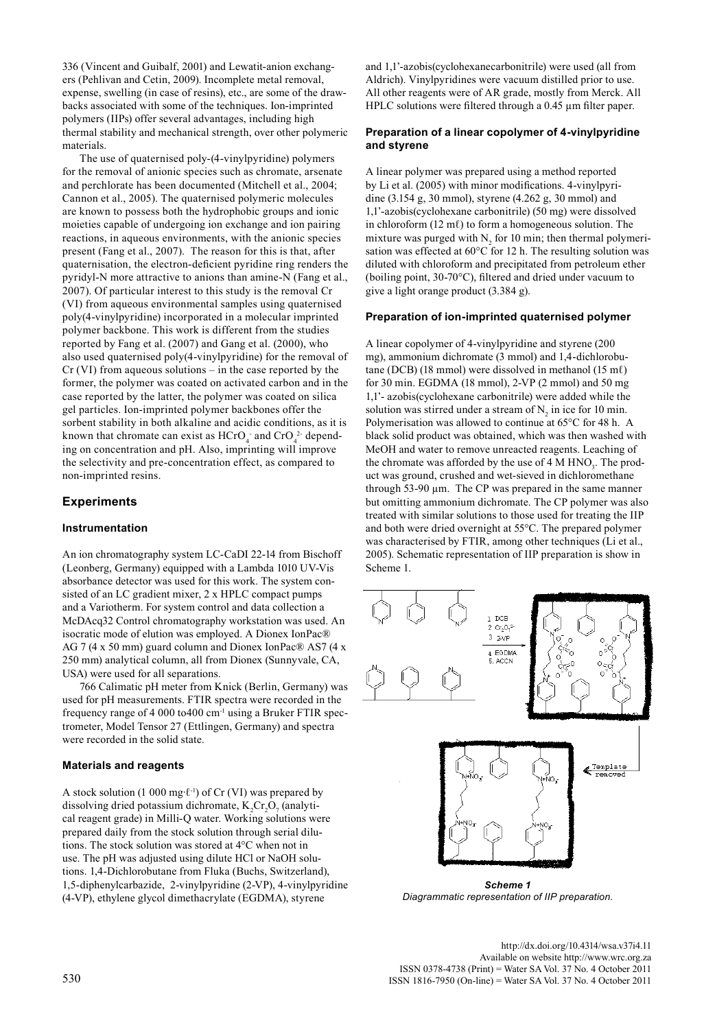336 (Vincent and Guibalf, 2001) and Lewatit-anion exchangers (Pehlivan and Cetin, 2009). Incomplete metal removal, expense, swelling (in case of resins), etc., are some of the drawbacks associated with some of the techniques. Ion-imprinted polymers (IIPs) offer several advantages, including high thermal stability and mechanical strength, over other polymeric materials.

The use of quaternised poly-(4-vinylpyridine) polymers for the removal of anionic species such as chromate, arsenate and perchlorate has been documented (Mitchell et al., 2004; Cannon et al., 2005). The quaternised polymeric molecules are known to possess both the hydrophobic groups and ionic moieties capable of undergoing ion exchange and ion pairing reactions, in aqueous environments, with the anionic species present (Fang et al., 2007). The reason for this is that, after quaternisation, the electron-deficient pyridine ring renders the pyridyl-N more attractive to anions than amine-N (Fang et al., 2007). Of particular interest to this study is the removal Cr (VI) from aqueous environmental samples using quaternised poly(4-vinylpyridine) incorporated in a molecular imprinted polymer backbone. This work is different from the studies reported by Fang et al. (2007) and Gang et al. (2000), who also used quaternised poly(4-vinylpyridine) for the removal of Cr (VI) from aqueous solutions – in the case reported by the former, the polymer was coated on activated carbon and in the case reported by the latter, the polymer was coated on silica gel particles. Ion-imprinted polymer backbones offer the sorbent stability in both alkaline and acidic conditions, as it is known that chromate can exist as $HCrO_4^-$ and $CrO_4^{2-}$ depending on concentration and pH. Also, imprinting will improve the selectivity and pre-concentration effect, as compared to non-imprinted resins.

## Experiments

### Instrumentation

An ion chromatography system LC-CaDI 22-14 from Bischoff (Leonberg, Germany) equipped with a Lambda 1010 UV-Vis absorbance detector was used for this work. The system consisted of an LC gradient mixer, 2 x HPLC compact pumps and a Variotherm. For system control and data collection a McDAcq32 Control chromatography workstation was used. An isocratic mode of elution was employed. A Dionex IonPac® AG 7 (4 x 50 mm) guard column and Dionex IonPac® AS7 (4 x 250 mm) analytical column, all from Dionex (Sunnyvale, CA, USA) were used for all separations.

766 Calimatic pH meter from Knick (Berlin, Germany) was used for pH measurements. FTIR spectra were recorded in the frequency range of 4 000 to400 cm$^{-1}$ using a Bruker FTIR spectrometer, Model Tensor 27 (Ettlingen, Germany) and spectra were recorded in the solid state.

### Materials and reagents

A stock solution (1 000 mg·ℓ$^{-1}$) of Cr (VI) was prepared by dissolving dried potassium dichromate, $K_2Cr_2O_7$ (analytical reagent grade) in Milli-Q water. Working solutions were prepared daily from the stock solution through serial dilutions. The stock solution was stored at 4°C when not in use. The pH was adjusted using dilute HCl or NaOH solutions. 1,4-Dichlorobutane from Fluka (Buchs, Switzerland), 1,5-diphenylcarbazide, 2-vinylpyridine (2-VP), 4-vinylpyridine (4-VP), ethylene glycol dimethacrylate (EGDMA), styrene and 1,1'-azobis(cyclohexanecarbonitrile) were used (all from Aldrich). Vinylpyridines were vacuum distilled prior to use. All other reagents were of AR grade, mostly from Merck. All HPLC solutions were filtered through a 0.45 µm filter paper.

### Preparation of a linear copolymer of 4-vinylpyridine and styrene

A linear polymer was prepared using a method reported by Li et al. (2005) with minor modifications. 4-vinylpyridine (3.154 g, 30 mmol), styrene (4.262 g, 30 mmol) and 1,1'-azobis(cyclohexane carbonitrile) (50 mg) were dissolved in chloroform (12 mℓ) to form a homogeneous solution. The mixture was purged with $N_2$ for 10 min; then thermal polymerisation was effected at 60°C for 12 h. The resulting solution was diluted with chloroform and precipitated from petroleum ether (boiling point, 30-70°C), filtered and dried under vacuum to give a light orange product (3.384 g).

### Preparation of ion-imprinted quaternised polymer

A linear copolymer of 4-vinylpyridine and styrene (200 mg), ammonium dichromate (3 mmol) and 1,4-dichlorobutane (DCB) (18 mmol) were dissolved in methanol (15 mℓ) for 30 min. EGDMA (18 mmol), 2-VP (2 mmol) and 50 mg 1,1'- azobis(cyclohexane carbonitrile) were added while the solution was stirred under a stream of $N_2$ in ice for 10 min. Polymerisation was allowed to continue at 65°C for 48 h. A black solid product was obtained, which was then washed with MeOH and water to remove unreacted reagents. Leaching of the chromate was afforded by the use of 4 M $HNO_3$. The product was ground, crushed and wet-sieved in dichloromethane through 53-90 µm. The CP was prepared in the same manner but omitting ammonium dichromate. The CP polymer was also treated with similar solutions to those used for treating the IIP and both were dried overnight at 55°C. The prepared polymer was characterised by FTIR, among other techniques (Li et al., 2005). Schematic representation of IIP preparation is show in Scheme 1.

***Scheme 1***
*Diagrammatic representation of IIP preparation.*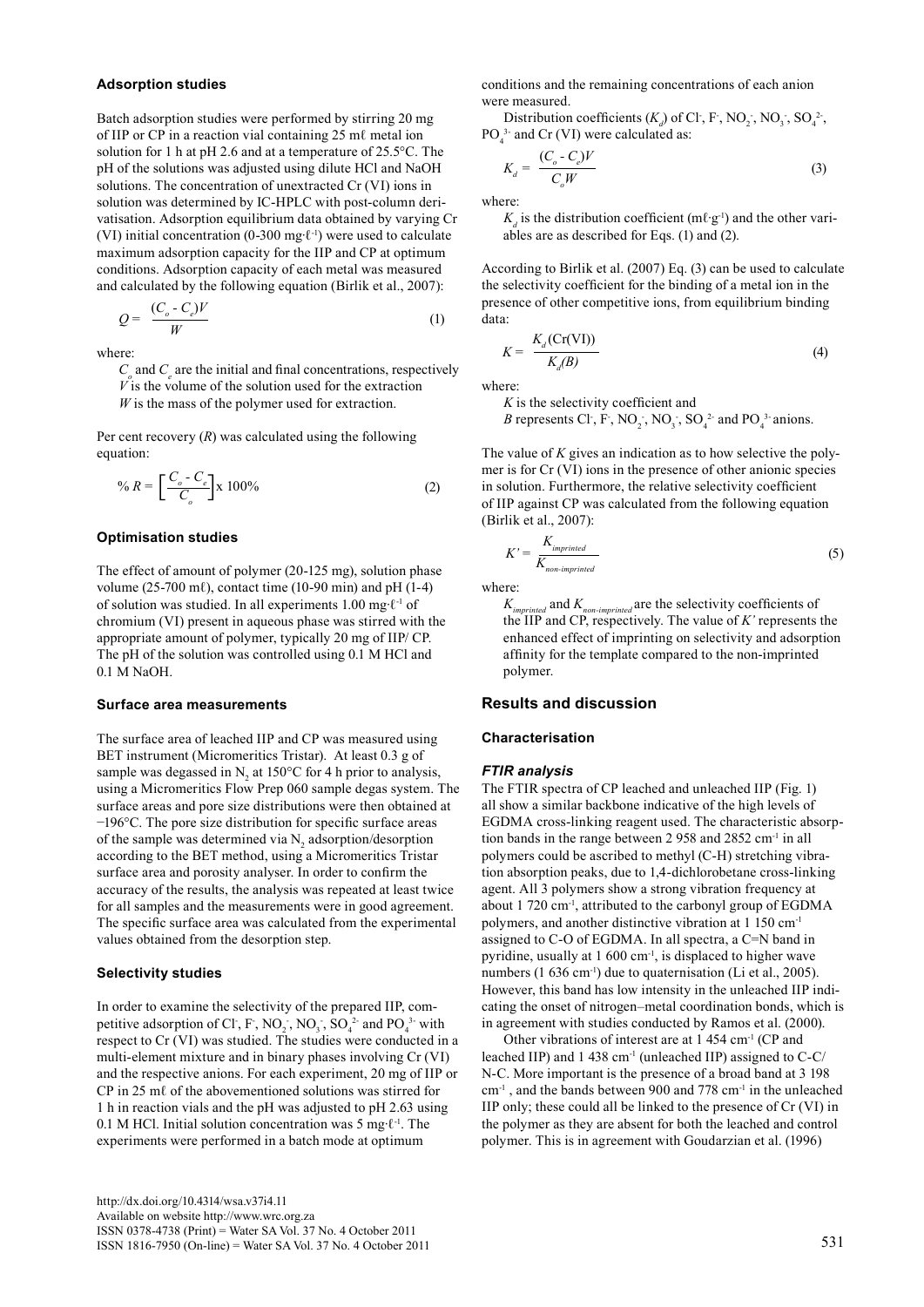### Adsorption studies

Batch adsorption studies were performed by stirring 20 mg of IIP or CP in a reaction vial containing 25 mℓ metal ion solution for 1 h at pH 2.6 and at a temperature of 25.5°C. The pH of the solutions was adjusted using dilute HCl and NaOH solutions. The concentration of unextracted Cr (VI) ions in solution was determined by IC-HPLC with post-column derivatisation. Adsorption equilibrium data obtained by varying Cr (VI) initial concentration (0-300 mg·ℓ$^{-1}$) were used to calculate maximum adsorption capacity for the IIP and CP at optimum conditions. Adsorption capacity of each metal was measured and calculated by the following equation (Birlik et al., 2007):

$$Q = \frac{(C_o - C_e)V}{W} \tag{1}$$

where:

$C_o$ and $C_e$ are the initial and final concentrations, respectively
$V$ is the volume of the solution used for the extraction
$W$ is the mass of the polymer used for extraction.

Per cent recovery ($R$) was calculated using the following equation:

$$\% R = \left[\frac{C_o - C_e}{C_o}\right] \times 100\% \tag{2}$$

### Optimisation studies

The effect of amount of polymer (20-125 mg), solution phase volume (25-700 mℓ), contact time (10-90 min) and pH (1-4) of solution was studied. In all experiments 1.00 mg·ℓ$^{-1}$ of chromium (VI) present in aqueous phase was stirred with the appropriate amount of polymer, typically 20 mg of IIP/ CP. The pH of the solution was controlled using 0.1 M HCl and 0.1 M NaOH.

### Surface area measurements

The surface area of leached IIP and CP was measured using BET instrument (Micromeritics Tristar). At least 0.3 g of sample was degassed in $N_2$ at 150°C for 4 h prior to analysis, using a Micromeritics Flow Prep 060 sample degas system. The surface areas and pore size distributions were then obtained at −196°C. The pore size distribution for specific surface areas of the sample was determined via $N_2$ adsorption/desorption according to the BET method, using a Micromeritics Tristar surface area and porosity analyser. In order to confirm the accuracy of the results, the analysis was repeated at least twice for all samples and the measurements were in good agreement. The specific surface area was calculated from the experimental values obtained from the desorption step.

### Selectivity studies

In order to examine the selectivity of the prepared IIP, competitive adsorption of $Cl^-$, $F^-$, $NO_2^-$, $NO_3^-$, $SO_4^{2-}$ and $PO_4^{3-}$ with respect to Cr (VI) was studied. The studies were conducted in a multi-element mixture and in binary phases involving Cr (VI) and the respective anions. For each experiment, 20 mg of IIP or CP in 25 mℓ of the abovementioned solutions was stirred for 1 h in reaction vials and the pH was adjusted to pH 2.63 using 0.1 M HCl. Initial solution concentration was 5 mg·ℓ$^{-1}$. The experiments were performed in a batch mode at optimum conditions and the remaining concentrations of each anion were measured.

Distribution coefficients ($K_d$) of $Cl^-$, $F^-$, $NO_2^-$, $NO_3^-$, $SO_4^{2-}$, $PO_4^{3-}$ and Cr (VI) were calculated as:

$$K_d = \frac{(C_o - C_e)V}{C_o W} \tag{3}$$

where:

$K_d$ is the distribution coefficient (mℓ·g$^{-1}$) and the other variables are as described for Eqs. (1) and (2).

According to Birlik et al. (2007) Eq. (3) can be used to calculate the selectivity coefficient for the binding of a metal ion in the presence of other competitive ions, from equilibrium binding data:

$$K = \frac{K_d(\text{Cr(VI)})}{K_d(B)} \tag{4}$$

where:

$K$ is the selectivity coefficient and
$B$ represents $Cl^-$, $F^-$, $NO_2^-$, $NO_3^-$, $SO_4^{2-}$ and $PO_4^{3-}$ anions.

The value of $K$ gives an indication as to how selective the polymer is for Cr (VI) ions in the presence of other anionic species in solution. Furthermore, the relative selectivity coefficient of IIP against CP was calculated from the following equation (Birlik et al., 2007):

$$K' = \frac{K_{imprinted}}{K_{non\text{-}imprinted}} \tag{5}$$

where:

$K_{imprinted}$ and $K_{non\text{-}imprinted}$ are the selectivity coefficients of the IIP and CP, respectively. The value of $K'$ represents the enhanced effect of imprinting on selectivity and adsorption affinity for the template compared to the non-imprinted polymer.

## Results and discussion

### Characterisation

#### *FTIR analysis*

The FTIR spectra of CP leached and unleached IIP (Fig. 1) all show a similar backbone indicative of the high levels of EGDMA cross-linking reagent used. The characteristic absorption bands in the range between 2 958 and 2852 cm$^{-1}$ in all polymers could be ascribed to methyl (C-H) stretching vibration absorption peaks, due to 1,4-dichlorobetane cross-linking agent. All 3 polymers show a strong vibration frequency at about 1 720 cm$^{-1}$, attributed to the carbonyl group of EGDMA polymers, and another distinctive vibration at 1 150 cm$^{-1}$ assigned to C-O of EGDMA. In all spectra, a C=N band in pyridine, usually at 1 600 cm$^{-1}$, is displaced to higher wave numbers (1 636 cm$^{-1}$) due to quaternisation (Li et al., 2005). However, this band has low intensity in the unleached IIP indicating the onset of nitrogen–metal coordination bonds, which is in agreement with studies conducted by Ramos et al. (2000).

Other vibrations of interest are at 1 454 cm$^{-1}$ (CP and leached IIP) and 1 438 cm$^{-1}$ (unleached IIP) assigned to C-C/ N-C. More important is the presence of a broad band at 3 198 cm$^{-1}$ , and the bands between 900 and 778 cm$^{-1}$ in the unleached IIP only; these could all be linked to the presence of Cr (VI) in the polymer as they are absent for both the leached and control polymer. This is in agreement with Goudarzian et al. (1996)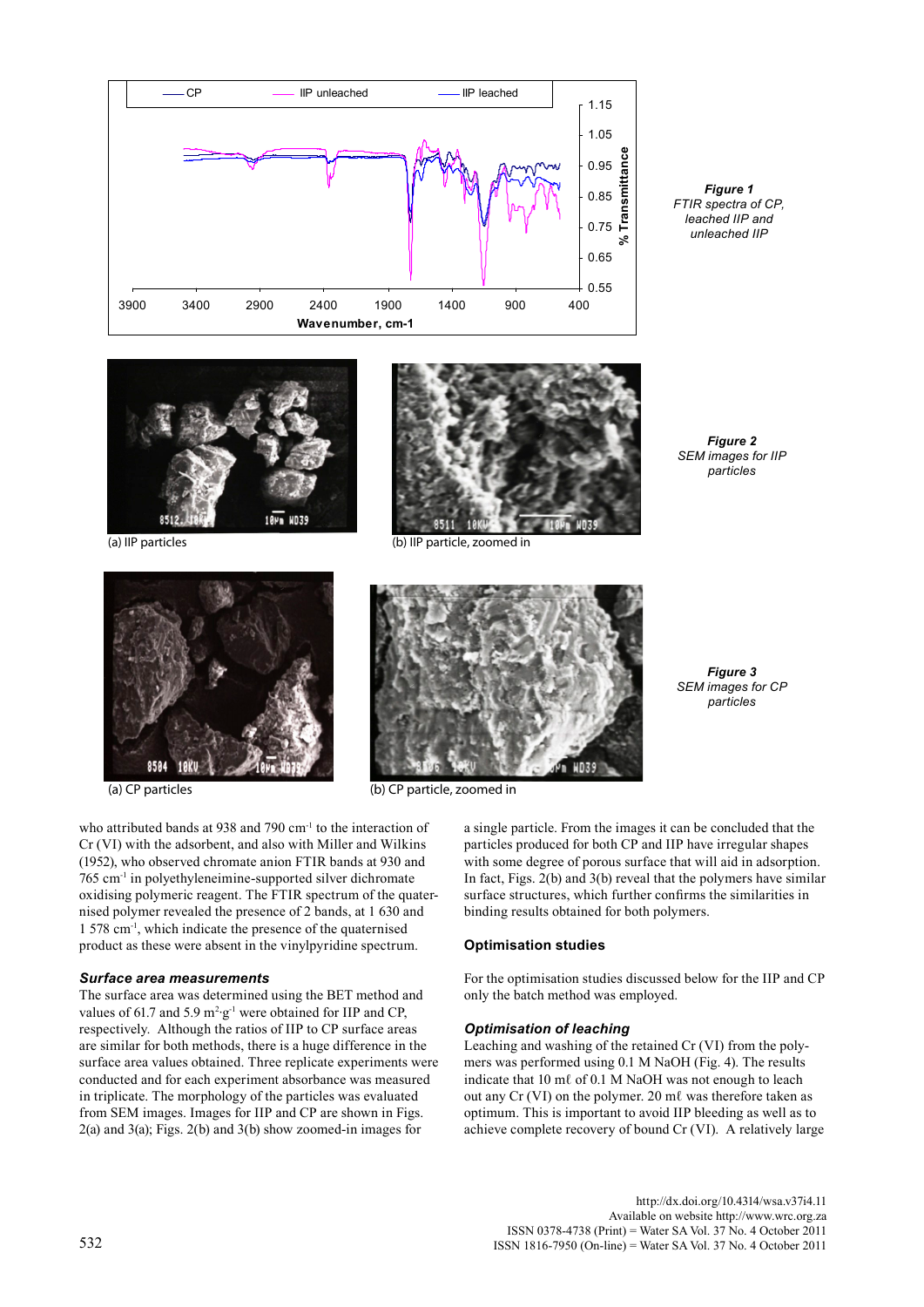*Figure 1*
*FTIR spectra of CP, leached IIP and unleached IIP*

(a) IIP particles

(b) IIP particle, zoomed in

*Figure 2*
*SEM images for IIP particles*

(a) CP particles

(b) CP particle, zoomed in

*Figure 3*
*SEM images for CP particles*

who attributed bands at 938 and 790 $cm^{-1}$ to the interaction of Cr (VI) with the adsorbent, and also with Miller and Wilkins (1952), who observed chromate anion FTIR bands at 930 and 765 $cm^{-1}$ in polyethyleneimine-supported silver dichromate oxidising polymeric reagent. The FTIR spectrum of the quaternised polymer revealed the presence of 2 bands, at 1 630 and 1 578 $cm^{-1}$, which indicate the presence of the quaternised product as these were absent in the vinylpyridine spectrum.

### *Surface area measurements*

The surface area was determined using the BET method and values of 61.7 and 5.9 $m^2 \cdot g^{-1}$ were obtained for IIP and CP, respectively. Although the ratios of IIP to CP surface areas are similar for both methods, there is a huge difference in the surface area values obtained. Three replicate experiments were conducted and for each experiment absorbance was measured in triplicate. The morphology of the particles was evaluated from SEM images. Images for IIP and CP are shown in Figs. 2(a) and 3(a); Figs. 2(b) and 3(b) show zoomed-in images for a single particle. From the images it can be concluded that the particles produced for both CP and IIP have irregular shapes with some degree of porous surface that will aid in adsorption. In fact, Figs. 2(b) and 3(b) reveal that the polymers have similar surface structures, which further confirms the similarities in binding results obtained for both polymers.

## Optimisation studies

For the optimisation studies discussed below for the IIP and CP only the batch method was employed.

### *Optimisation of leaching*

Leaching and washing of the retained Cr (VI) from the polymers was performed using 0.1 M NaOH (Fig. 4). The results indicate that 10 mℓ of 0.1 M NaOH was not enough to leach out any Cr (VI) on the polymer. 20 mℓ was therefore taken as optimum. This is important to avoid IIP bleeding as well as to achieve complete recovery of bound Cr (VI). A relatively large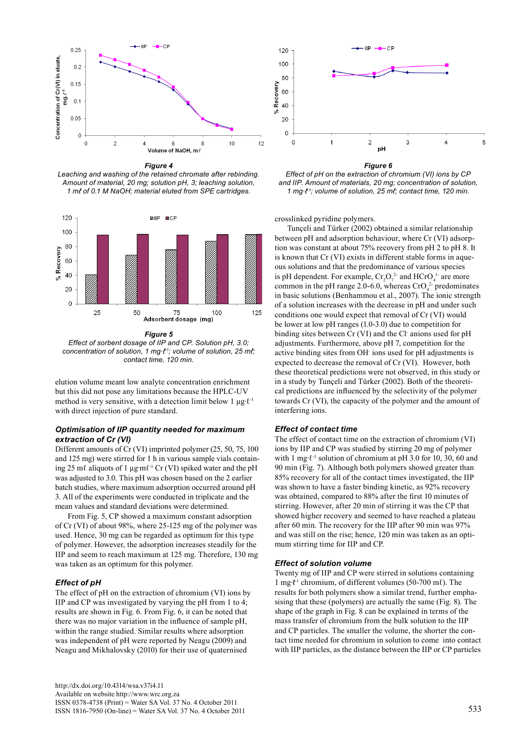*Figure 4*
*Leaching and washing of the retained chromate after rebinding. Amount of material, 20 mg; solution pH, 3; leaching solution, 1 mℓ of 0.1 M NaOH; material eluted from SPE cartridges.*

*Figure 6*
*Effect of pH on the extraction of chromium (VI) ions by CP and IIP. Amount of materials, 20 mg; concentration of solution, 1 mg·ℓ⁻¹; volume of solution, 25 mℓ; contact time, 120 min.*

*Figure 5*
*Effect of sorbent dosage of IIP and CP. Solution pH, 3.0; concentration of solution, 1 mg·ℓ⁻¹; volume of solution, 25 mℓ; contact time, 120 min.*

elution volume meant low analyte concentration enrichment but this did not pose any limitations because the HPLC-UV method is very sensitive, with a detection limit below 1 µg·ℓ⁻¹ with direct injection of pure standard.

### Optimisation of IIP quantity needed for maximum extraction of Cr (VI)

Different amounts of Cr (VI) imprinted polymer (25, 50, 75, 100 and 125 mg) were stirred for 1 h in various sample vials containing 25 mℓ aliquots of 1 µg·mℓ⁻¹ Cr (VI) spiked water and the pH was adjusted to 3.0. This pH was chosen based on the 2 earlier batch studies, where maximum adsorption occurred around pH 3. All of the experiments were conducted in triplicate and the mean values and standard deviations were determined.

From Fig. 5, CP showed a maximum constant adsorption of Cr (VI) of about 98%, where 25-125 mg of the polymer was used. Hence, 30 mg can be regarded as optimum for this type of polymer. However, the adsorption increases steadily for the IIP and seem to reach maximum at 125 mg. Therefore, 130 mg was taken as an optimum for this polymer.

### Effect of pH

The effect of pH on the extraction of chromium (VI) ions by IIP and CP was investigated by varying the pH from 1 to 4; results are shown in Fig. 6. From Fig. 6, it can be noted that there was no major variation in the influence of sample pH, within the range studied. Similar results where adsorption was independent of pH were reported by Neagu (2009) and Neagu and Mikhalovsky (2010) for their use of quaternised crosslinked pyridine polymers.

Tunçeli and Türker (2002) obtained a similar relationship between pH and adsorption behaviour, where Cr (VI) adsorption was constant at about 75% recovery from pH 2 to pH 8. It is known that Cr (VI) exists in different stable forms in aqueous solutions and that the predominance of various species is pH dependent. For example, $Cr_2O_7^{2-}$ and $HCrO_4^{1-}$ are more common in the pH range 2.0-6.0, whereas $CrO_4^{2-}$ predominates in basic solutions (Benhammou et al., 2007). The ionic strength of a solution increases with the decrease in pH and under such conditions one would expect that removal of Cr (VI) would be lower at low pH ranges (1.0-3.0) due to competition for binding sites between Cr (VI) and the $Cl^-$ anions used for pH adjustments. Furthermore, above pH 7, competition for the active binding sites from $OH^-$ ions used for pH adjustments is expected to decrease the removal of Cr (VI). However, both these theoretical predictions were not observed, in this study or in a study by Tunçeli and Türker (2002). Both of the theoretical predictions are influenced by the selectivity of the polymer towards Cr (VI), the capacity of the polymer and the amount of interfering ions.

### Effect of contact time

The effect of contact time on the extraction of chromium (VI) ions by IIP and CP was studied by stirring 20 mg of polymer with 1 mg·ℓ⁻¹ solution of chromium at pH 3.0 for 10, 30, 60 and 90 min (Fig. 7). Although both polymers showed greater than 85% recovery for all of the contact times investigated, the IIP was shown to have a faster binding kinetic, as 92% recovery was obtained, compared to 88% after the first 10 minutes of stirring. However, after 20 min of stirring it was the CP that showed higher recovery and seemed to have reached a plateau after 60 min. The recovery for the IIP after 90 min was 97% and was still on the rise; hence, 120 min was taken as an optimum stirring time for IIP and CP.

### Effect of solution volume

Twenty mg of IIP and CP were stirred in solutions containing 1 mg·ℓ⁻¹ chromium, of different volumes (50-700 mℓ). The results for both polymers show a similar trend, further emphasising that these (polymers) are actually the same (Fig. 8). The shape of the graph in Fig. 8 can be explained in terms of the mass transfer of chromium from the bulk solution to the IIP and CP particles. The smaller the volume, the shorter the contact time needed for chromium in solution to come into contact with IIP particles, as the distance between the IIP or CP particles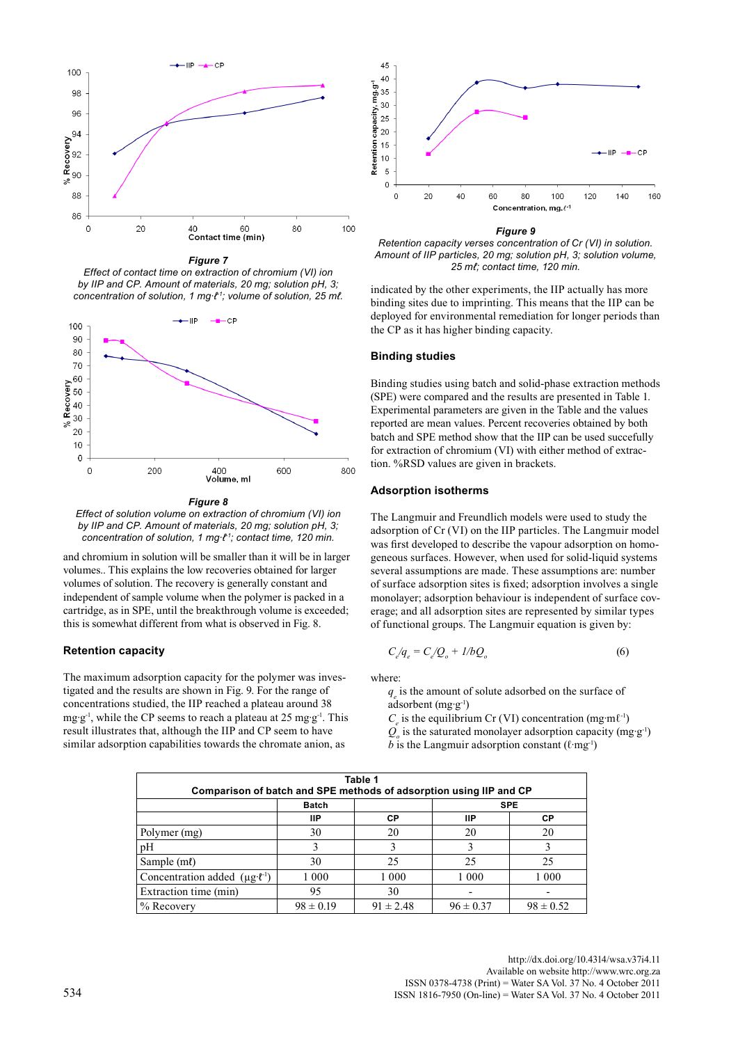*Figure 7*

*Effect of contact time on extraction of chromium (VI) ion by IIP and CP. Amount of materials, 20 mg; solution pH, 3; concentration of solution, 1 mg·ℓ⁻¹; volume of solution, 25 mℓ.*

*Figure 8*

*Effect of solution volume on extraction of chromium (VI) ion by IIP and CP. Amount of materials, 20 mg; solution pH, 3; concentration of solution, 1 mg·ℓ⁻¹; contact time, 120 min.*

and chromium in solution will be smaller than it will be in larger volumes.. This explains the low recoveries obtained for larger volumes of solution. The recovery is generally constant and independent of sample volume when the polymer is packed in a cartridge, as in SPE, until the breakthrough volume is exceeded; this is somewhat different from what is observed in Fig. 8.

### Retention capacity

The maximum adsorption capacity for the polymer was investigated and the results are shown in Fig. 9. For the range of concentrations studied, the IIP reached a plateau around 38 mg·g⁻¹, while the CP seems to reach a plateau at 25 mg·g⁻¹. This result illustrates that, although the IIP and CP seem to have similar adsorption capabilities towards the chromate anion, as

*Figure 9*

*Retention capacity verses concentration of Cr (VI) in solution. Amount of IIP particles, 20 mg; solution pH, 3; solution volume, 25 mℓ; contact time, 120 min.*

indicated by the other experiments, the IIP actually has more binding sites due to imprinting. This means that the IIP can be deployed for environmental remediation for longer periods than the CP as it has higher binding capacity.

### Binding studies

Binding studies using batch and solid-phase extraction methods (SPE) were compared and the results are presented in Table 1. Experimental parameters are given in the Table and the values reported are mean values. Percent recoveries obtained by both batch and SPE method show that the IIP can be used succefully for extraction of chromium (VI) with either method of extraction. %RSD values are given in brackets.

### Adsorption isotherms

The Langmuir and Freundlich models were used to study the adsorption of Cr (VI) on the IIP particles. The Langmuir model was first developed to describe the vapour adsorption on homogeneous surfaces. However, when used for solid-liquid systems several assumptions are made. These assumptions are: number of surface adsorption sites is fixed; adsorption involves a single monolayer; adsorption behaviour is independent of surface coverage; and all adsorption sites are represented by similar types of functional groups. The Langmuir equation is given by:

$$C_e/q_e = C_e/Q_o + 1/bQ_o \tag{6}$$

where:

$q_e$ is the amount of solute adsorbed on the surface of adsorbent (mg·g⁻¹)

$C_e$ is the equilibrium Cr (VI) concentration (mg·mℓ⁻¹)

$Q_o$ is the saturated monolayer adsorption capacity (mg·g⁻¹)

$b$ is the Langmuir adsorption constant (ℓ·mg⁻¹)

**Table 1**
**Comparison of batch and SPE methods of adsorption using IIP and CP**

| | Batch | | SPE | |
|---|---|---|---|---|
| | IIP | CP | IIP | CP |
| Polymer (mg) | 30 | 20 | 20 | 20 |
| pH | 3 | 3 | 3 | 3 |
| Sample (mℓ) | 30 | 25 | 25 | 25 |
| Concentration added (μg·ℓ⁻¹) | 1 000 | 1 000 | 1 000 | 1 000 |
| Extraction time (min) | 95 | 30 | - | - |
| % Recovery | 98 ± 0.19 | 91 ± 2.48 | 96 ± 0.37 | 98 ± 0.52 |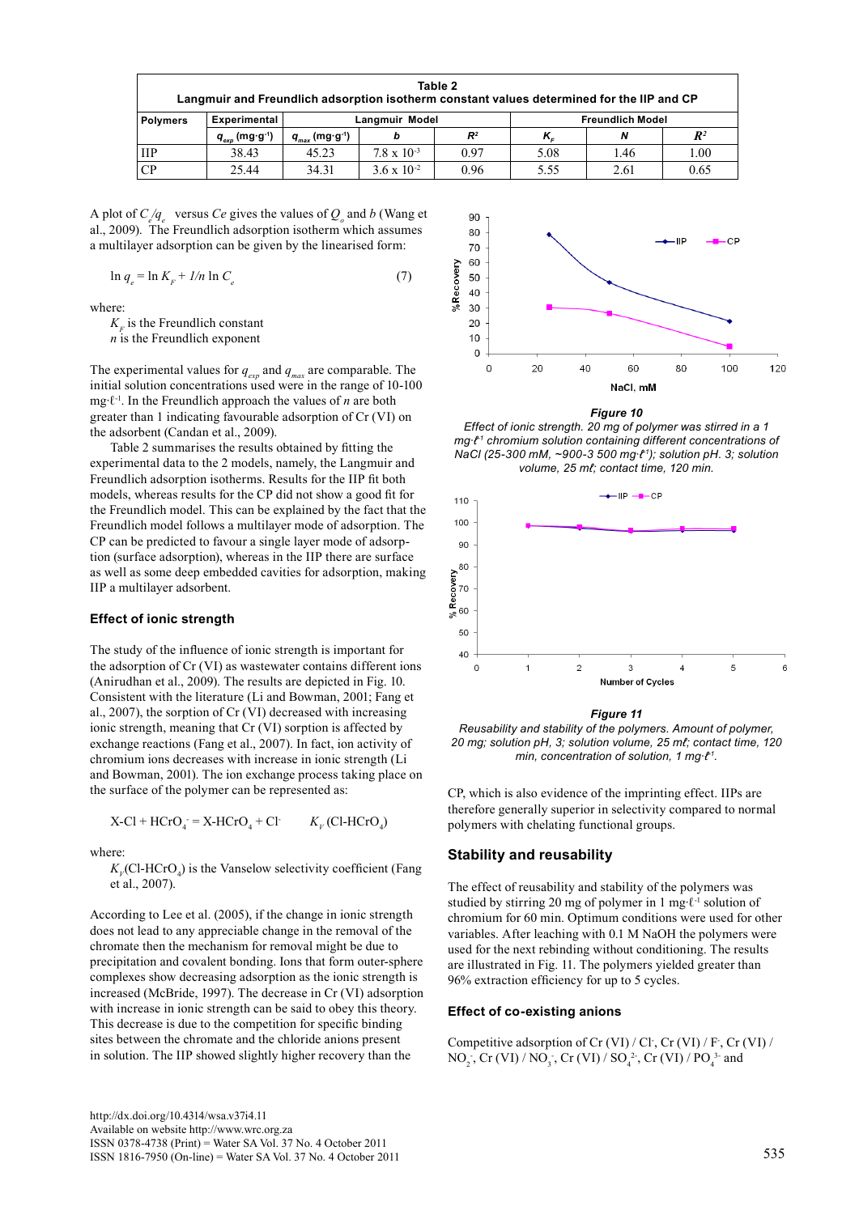**Table 2**
**Langmuir and Freundlich adsorption isotherm constant values determined for the IIP and CP**

| Polymers | Experimental | Langmuir Model | | | Freundlich Model | | |
|---|---|---|---|---|---|---|---|
| | $q_{exp}$ (mg·g$^{-1}$) | $q_{max}$ (mg·g$^{-1}$) | $b$ | $R^2$ | $K_F$ | $N$ | $R^2$ |
| IIP | 38.43 | 45.23 | $7.8 \times 10^{-3}$ | 0.97 | 5.08 | 1.46 | 1.00 |
| CP | 25.44 | 34.31 | $3.6 \times 10^{-2}$ | 0.96 | 5.55 | 2.61 | 0.65 |

A plot of $C_e/q_e$ versus $Ce$ gives the values of $Q_o$ and $b$ (Wang et al., 2009). The Freundlich adsorption isotherm which assumes a multilayer adsorption can be given by the linearised form:

$$\ln q_e = \ln K_F + 1/n \ln C_e \qquad (7)$$

where:
$K_F$ is the Freundlich constant
$n$ is the Freundlich exponent

The experimental values for $q_{exp}$ and $q_{max}$ are comparable. The initial solution concentrations used were in the range of 10-100 mg·ℓ$^{-1}$. In the Freundlich approach the values of $n$ are both greater than 1 indicating favourable adsorption of Cr (VI) on the adsorbent (Candan et al., 2009).

Table 2 summarises the results obtained by fitting the experimental data to the 2 models, namely, the Langmuir and Freundlich adsorption isotherms. Results for the IIP fit both models, whereas results for the CP did not show a good fit for the Freundlich model. This can be explained by the fact that the Freundlich model follows a multilayer mode of adsorption. The CP can be predicted to favour a single layer mode of adsorption (surface adsorption), whereas in the IIP there are surface as well as some deep embedded cavities for adsorption, making IIP a multilayer adsorbent.

### Effect of ionic strength

The study of the influence of ionic strength is important for the adsorption of Cr (VI) as wastewater contains different ions (Anirudhan et al., 2009). The results are depicted in Fig. 10. Consistent with the literature (Li and Bowman, 2001; Fang et al., 2007), the sorption of Cr (VI) decreased with increasing ionic strength, meaning that Cr (VI) sorption is affected by exchange reactions (Fang et al., 2007). In fact, ion activity of chromium ions decreases with increase in ionic strength (Li and Bowman, 2001). The ion exchange process taking place on the surface of the polymer can be represented as:

$$X\text{-}Cl + HCrO_4^- = X\text{-}HCrO_4 + Cl^- \qquad K_V\,(Cl\text{-}HCrO_4)$$

where:
$K_V(Cl\text{-}HCrO_4)$ is the Vanselow selectivity coefficient (Fang et al., 2007).

According to Lee et al. (2005), if the change in ionic strength does not lead to any appreciable change in the removal of the chromate then the mechanism for removal might be due to precipitation and covalent bonding. Ions that form outer-sphere complexes show decreasing adsorption as the ionic strength is increased (McBride, 1997). The decrease in Cr (VI) adsorption with increase in ionic strength can be said to obey this theory. This decrease is due to the competition for specific binding sites between the chromate and the chloride anions present in solution. The IIP showed slightly higher recovery than the CP, which is also evidence of the imprinting effect. IIPs are therefore generally superior in selectivity compared to normal polymers with chelating functional groups.

*Figure 10*
*Effect of ionic strength. 20 mg of polymer was stirred in a 1 mg·ℓ$^{-1}$ chromium solution containing different concentrations of NaCl (25-300 mM, ~900-3 500 mg·ℓ$^{-1}$); solution pH. 3; solution volume, 25 mℓ; contact time, 120 min.*

*Figure 11*
*Reusability and stability of the polymers. Amount of polymer, 20 mg; solution pH, 3; solution volume, 25 mℓ; contact time, 120 min, concentration of solution, 1 mg·ℓ$^{-1}$.*

## Stability and reusability

The effect of reusability and stability of the polymers was studied by stirring 20 mg of polymer in 1 mg·ℓ$^{-1}$ solution of chromium for 60 min. Optimum conditions were used for other variables. After leaching with 0.1 M NaOH the polymers were used for the next rebinding without conditioning. The results are illustrated in Fig. 11. The polymers yielded greater than 96% extraction efficiency for up to 5 cycles.

### Effect of co-existing anions

Competitive adsorption of Cr (VI) / $Cl^-$, Cr (VI) / $F^-$, Cr (VI) / $NO_2^-$, Cr (VI) / $NO_3^-$, Cr (VI) / $SO_4^{2-}$, Cr (VI) / $PO_4^{3-}$ and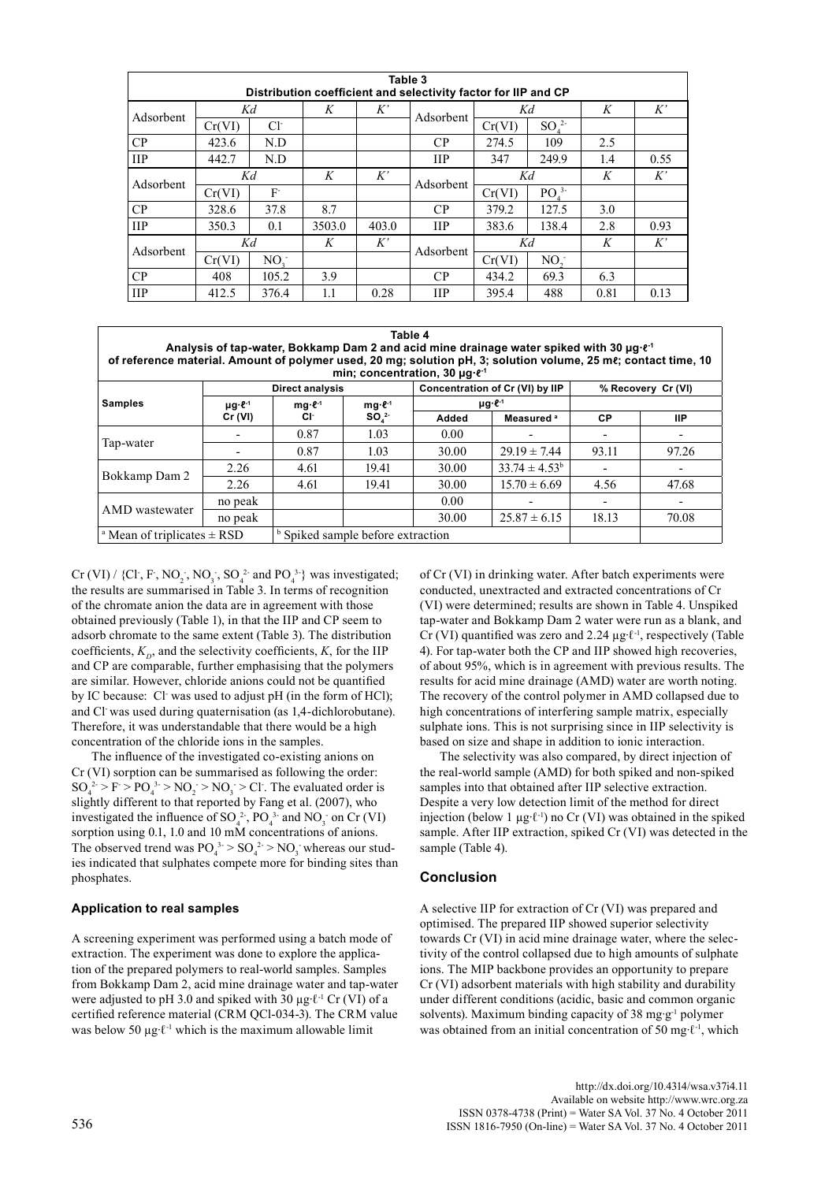| Table 3 Distribution coefficient and selectivity factor for IIP and CP | | | | | | | | | |
|---|---|---|---|---|---|---|---|---|---|
| Adsorbent | *Kd* | | *K* | *K'* | Adsorbent | *Kd* | | *K* | *K'* |
| | Cr(VI) | $Cl^-$ | | | | Cr(VI) | $SO_4^{2-}$ | | |
| CP | 423.6 | N.D | | | CP | 274.5 | 109 | 2.5 | |
| IIP | 442.7 | N.D | | | IIP | 347 | 249.9 | 1.4 | 0.55 |
| Adsorbent | *Kd* | | *K* | *K'* | Adsorbent | *Kd* | | *K* | *K'* |
| | Cr(VI) | $F^-$ | | | | Cr(VI) | $PO_4^{3-}$ | | |
| CP | 328.6 | 37.8 | 8.7 | | CP | 379.2 | 127.5 | 3.0 | |
| IIP | 350.3 | 0.1 | 3503.0 | 403.0 | IIP | 383.6 | 138.4 | 2.8 | 0.93 |
| Adsorbent | *Kd* | | *K* | *K'* | Adsorbent | *Kd* | | *K* | *K'* |
| | Cr(VI) | $NO_3^-$ | | | | Cr(VI) | $NO_2^-$ | | |
| CP | 408 | 105.2 | 3.9 | | CP | 434.2 | 69.3 | 6.3 | |
| IIP | 412.5 | 376.4 | 1.1 | 0.28 | IIP | 395.4 | 488 | 0.81 | 0.13 |

| Table 4 Analysis of tap-water, Bokkamp Dam 2 and acid mine drainage water spiked with 30 μg·ℓ⁻¹ of reference material. Amount of polymer used, 20 mg; solution pH, 3; solution volume, 25 mℓ; contact time, 10 min; concentration, 30 μg·ℓ⁻¹ | | | | | | | |
|---|---|---|---|---|---|---|---|
| **Samples** | **Direct analysis** | | | **Concentration of Cr (VI) by IIP** | | **% Recovery Cr (VI)** | |
| | **μg·ℓ⁻¹ Cr (VI)** | **mg·ℓ⁻¹ $Cl^-$** | **mg·ℓ⁻¹ $SO_4^{2-}$** | **μg·ℓ⁻¹ Added** | **Measured [a]** | **CP** | **IIP** |
| Tap-water | - | 0.87 | 1.03 | 0.00 | - | - | - |
| | - | 0.87 | 1.03 | 30.00 | 29.19 ± 7.44 | 93.11 | 97.26 |
| Bokkamp Dam 2 | 2.26 | 4.61 | 19.41 | 30.00 | 33.74 ± 4.53[b] | - | - |
| | 2.26 | 4.61 | 19.41 | 30.00 | 15.70 ± 6.69 | 4.56 | 47.68 |
| AMD wastewater | no peak | | | 0.00 | - | - | - |
| | no peak | | | 30.00 | 25.87 ± 6.15 | 18.13 | 70.08 |
| [a] Mean of triplicates ± RSD | | [b] Spiked sample before extraction | | | | | |

Cr (VI) / {$Cl^-$, $F^-$, $NO_2^-$, $NO_3^-$, $SO_4^{2-}$ and $PO_4^{3-}$} was investigated; the results are summarised in Table 3. In terms of recognition of the chromate anion the data are in agreement with those obtained previously (Table 1), in that the IIP and CP seem to adsorb chromate to the same extent (Table 3). The distribution coefficients, $K_D$, and the selectivity coefficients, $K$, for the IIP and CP are comparable, further emphasising that the polymers are similar. However, chloride anions could not be quantified by IC because: $Cl^-$ was used to adjust pH (in the form of HCl); and $Cl^-$ was used during quaternisation (as 1,4-dichlorobutane). Therefore, it was understandable that there would be a high concentration of the chloride ions in the samples.

The influence of the investigated co-existing anions on Cr (VI) sorption can be summarised as following the order: $SO_4^{2-} > F^- > PO_4^{3-} > NO_2^- > NO_3^- > Cl^-$. The evaluated order is slightly different to that reported by Fang et al. (2007), who investigated the influence of $SO_4^{2-}$, $PO_4^{3-}$ and $NO_3^-$ on Cr (VI) sorption using 0.1, 1.0 and 10 mM concentrations of anions. The observed trend was $PO_4^{3-} > SO_4^{2-} > NO_3^-$ whereas our studies indicated that sulphates compete more for binding sites than phosphates.

### Application to real samples

A screening experiment was performed using a batch mode of extraction. The experiment was done to explore the application of the prepared polymers to real-world samples. Samples from Bokkamp Dam 2, acid mine drainage water and tap-water were adjusted to pH 3.0 and spiked with 30 μg·ℓ⁻¹ Cr (VI) of a certified reference material (CRM QCl-034-3). The CRM value was below 50 μg·ℓ⁻¹ which is the maximum allowable limit of Cr (VI) in drinking water. After batch experiments were conducted, unextracted and extracted concentrations of Cr (VI) were determined; results are shown in Table 4. Unspiked tap-water and Bokkamp Dam 2 water were run as a blank, and Cr (VI) quantified was zero and 2.24 μg·ℓ⁻¹, respectively (Table 4). For tap-water both the CP and IIP showed high recoveries, of about 95%, which is in agreement with previous results. The results for acid mine drainage (AMD) water are worth noting. The recovery of the control polymer in AMD collapsed due to high concentrations of interfering sample matrix, especially sulphate ions. This is not surprising since in IIP selectivity is based on size and shape in addition to ionic interaction.

The selectivity was also compared, by direct injection of the real-world sample (AMD) for both spiked and non-spiked samples into that obtained after IIP selective extraction. Despite a very low detection limit of the method for direct injection (below 1 μg·ℓ⁻¹) no Cr (VI) was obtained in the spiked sample. After IIP extraction, spiked Cr (VI) was detected in the sample (Table 4).

## Conclusion

A selective IIP for extraction of Cr (VI) was prepared and optimised. The prepared IIP showed superior selectivity towards Cr (VI) in acid mine drainage water, where the selectivity of the control collapsed due to high amounts of sulphate ions. The MIP backbone provides an opportunity to prepare Cr (VI) adsorbent materials with high stability and durability under different conditions (acidic, basic and common organic solvents). Maximum binding capacity of 38 mg·g⁻¹ polymer was obtained from an initial concentration of 50 mg·ℓ⁻¹, which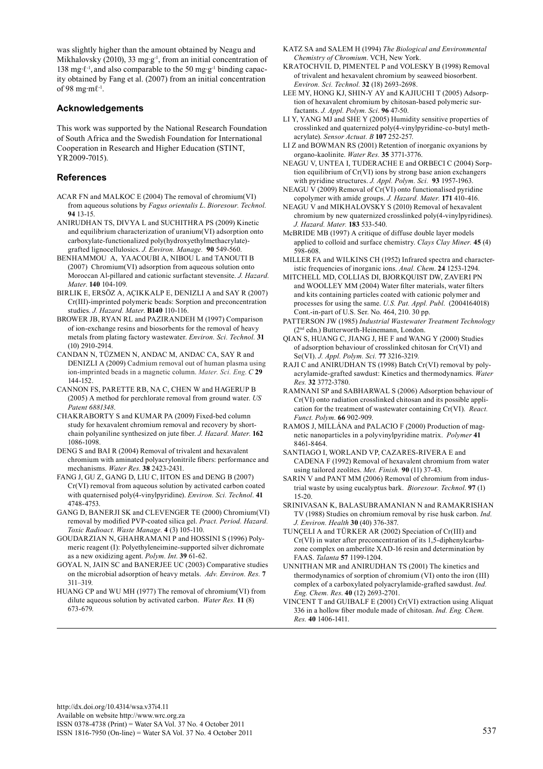was slightly higher than the amount obtained by Neagu and Mikhalovsky (2010), 33 mg·g$^{-1}$, from an initial concentration of 138 mg·ℓ$^{-1}$, and also comparable to the 50 mg·g$^{-1}$ binding capacity obtained by Fang et al. (2007) from an initial concentration of 98 mg·mℓ$^{-1}$.

## Acknowledgements

This work was supported by the National Research Foundation of South Africa and the Swedish Foundation for International Cooperation in Research and Higher Education (STINT, YR2009-7015).

## References

ACAR FN and MALKOC E (2004) The removal of chromium(VI) from aqueous solutions by *Fagus orientalis L*. *Bioresour. Technol.* **94** 13-15.

ANIRUDHAN TS, DIVYA L and SUCHITHRA PS (2009) Kinetic and equilibrium characterization of uranium(VI) adsorption onto carboxylate-functionalized poly(hydroxyethylmethacrylate)-grafted lignocellulosics. *J. Environ. Manage.* **90** 549-560.

BENHAMMOU A, YAACOUBI A, NIBOU L and TANOUTI B (2007) Chromium(VI) adsorption from aqueous solution onto Moroccan Al-pillared and cationic surfactant stevensite. *J. Hazard. Mater.* **140** 104-109.

BIRLIK E, ERSÖZ A, AÇIKKALP E, DENIZLI A and SAY R (2007) Cr(III)-imprinted polymeric beads: Sorption and preconcentration studies. *J. Hazard. Mater.* **B140** 110-116.

BROWER JB, RYAN RL and PAZIRANDEH M (1997) Comparison of ion-exchange resins and biosorbents for the removal of heavy metals from plating factory wastewater. *Environ. Sci. Technol.* **31** (10) 2910-2914.

CANDAN N, TÜZMEN N, ANDAC M, ANDAC CA, SAY R and DENIZLI A (2009) Cadmium removal out of human plasma using ion-imprinted beads in a magnetic column. *Mater. Sci. Eng. C* **29** 144-152.

CANNON FS, PARETTE RB, NA C, CHEN W and HAGERUP B (2005) A method for perchlorate removal from ground water. *US Patent 6881348*.

CHAKRABORTY S and KUMAR PA (2009) Fixed-bed column study for hexavalent chromium removal and recovery by short-chain polyaniline synthesized on jute fiber. *J. Hazard. Mater.* **162** 1086-1098.

DENG S and BAI R (2004) Removal of trivalent and hexavalent chromium with aminated polyacrylonitrile fibers: performance and mechanisms. *Water Res*. **38** 2423-2431.

FANG J, GU Z, GANG D, LIU C, IITON ES and DENG B (2007) Cr(VI) removal from aqueous solution by activated carbon coated with quaternised poly(4-vinylpyridine). *Environ. Sci. Technol*. **41** 4748-4753.

GANG D, BANERJI SK and CLEVENGER TE (2000) Chromium(VI) removal by modified PVP-coated silica gel. *Pract. Period. Hazard. Toxic Radioact. Waste Manage.* **4** (3) 105-110.

GOUDARZIAN N, GHAHRAMANI P and HOSSINI S (1996) Polymeric reagent (I): Polyethyleneimine-supported silver dichromate as a new oxidizing agent. *Polym. Int*. **39** 61-62.

GOYAL N, JAIN SC and BANERJEE UC (2003) Comparative studies on the microbial adsorption of heavy metals. *Adv. Environ. Res.* **7** 311–319.

HUANG CP and WU MH (1977) The removal of chromium(VI) from dilute aqueous solution by activated carbon. *Water Res.* **11** (8) 673-679.

KATZ SA and SALEM H (1994) *The Biological and Environmental Chemistry of Chromium*. VCH, New York.

KRATOCHVIL D, PIMENTEL P and VOLESKY B (1998) Removal of trivalent and hexavalent chromium by seaweed biosorbent. *Environ. Sci. Technol.* **32** (18) 2693-2698.

LEE MY, HONG KJ, SHIN-Y AY and KAJIUCHI T (2005) Adsorption of hexavalent chromium by chitosan-based polymeric surfactants. *J. Appl. Polym. Sci*. **96** 47-50.

LI Y, YANG MJ and SHE Y (2005) Humidity sensitive properties of crosslinked and quaternized poly(4-vinylpyridine-co-butyl methacrylate). *Sensor Actuat. B* **107** 252-257.

LI Z and BOWMAN RS (2001) Retention of inorganic oxyanions by organo-kaolinite. *Water Res.* **35** 3771-3776.

NEAGU V, UNTEA I, TUDERACHE E and ORBECI C (2004) Sorption equilibrium of Cr(VI) ions by strong base anion exchangers with pyridine structures. *J. Appl. Polym. Sci.* **93** 1957-1963.

NEAGU V (2009) Removal of Cr(VI) onto functionalised pyridine copolymer with amide groups. *J. Hazard. Mater.* **171** 410-416.

NEAGU V and MIKHALOVSKY S (2010) Removal of hexavalent chromium by new quaternized crosslinked poly(4-vinylpyridines). *J. Hazard. Mater.* **183** 533-540.

McBRIDE MB (1997) A critique of diffuse double layer models applied to colloid and surface chemistry. *Clays Clay Miner.* **45** (4) 598-608.

MILLER FA and WILKINS CH (1952) Infrared spectra and characteristic frequencies of inorganic ions. *Anal. Chem*. **24** 1253-1294.

MITCHELL MD, COLLIAS DI, BJORKQUIST DW, ZAVERI PN and WOOLLEY MM (2004) Water filter materials, water filters and kits containing particles coated with cationic polymer and processes for using the same. *U.S. Pat. Appl. Publ.* (2004164018) Cont.-in-part of U.S. Ser. No. 464, 210. 30 pp.

PATTERSON JW (1985) *Industrial Wastewater Treatment Technology* (2nd edn.) Butterworth-Heinemann, London.

QIAN S, HUANG C, JIANG J, HE F and WANG Y (2000) Studies of adsorption behaviour of crosslinked chitosan for Cr(VI) and Se(VI). *J. Appl. Polym. Sci.* **77** 3216-3219.

RAJI C and ANIRUDHAN TS (1998) Batch Cr(VI) removal by polyacrylamide-grafted sawdust: Kinetics and thermodynamics. *Water Res.* **32** 3772-3780.

RAMNANI SP and SABHARWAL S (2006) Adsorption behaviour of Cr(VI) onto radiation crosslinked chitosan and its possible application for the treatment of wastewater containing Cr(VI). *React. Funct. Polym.* **66** 902-909.

RAMOS J, MILLÁNA and PALACIO F (2000) Production of magnetic nanoparticles in a polyvinylpyridine matrix. *Polymer* **41** 8461-8464.

SANTIAGO I, WORLAND VP, CAZARES-RIVERA E and CADENA F (1992) Removal of hexavalent chromium from water using tailored zeolites. *Met. Finish.* **90** (11) 37-43.

SARIN V and PANT MM (2006) Removal of chromium from industrial waste by using eucalyptus bark. *Bioresour. Technol.* **97** (1) 15-20.

SRINIVASAN K, BALASUBRAMANIAN N and RAMAKRISHAN TV (1988) Studies on chromium removal by rise husk carbon. *Ind. J. Environ. Health* **30** (40) 376-387.

TUNÇELI A and TÜRKER AR (2002) Speciation of Cr(III) and Cr(VI) in water after preconcentration of its 1,5-diphenylcarbazone complex on amberlite XAD-16 resin and determination by FAAS. *Talanta* **57** 1199-1204.

UNNITHAN MR and ANIRUDHAN TS (2001) The kinetics and thermodynamics of sorption of chromium (VI) onto the iron (III) complex of a carboxylated polyacrylamide-grafted sawdust. *Ind. Eng. Chem. Res*. **40** (12) 2693-2701.

VINCENT T and GUIBALF E (2001) Cr(VI) extraction using Aliquat 336 in a hollow fiber module made of chitosan. *Ind. Eng. Chem. Res.* **40** 1406-1411.